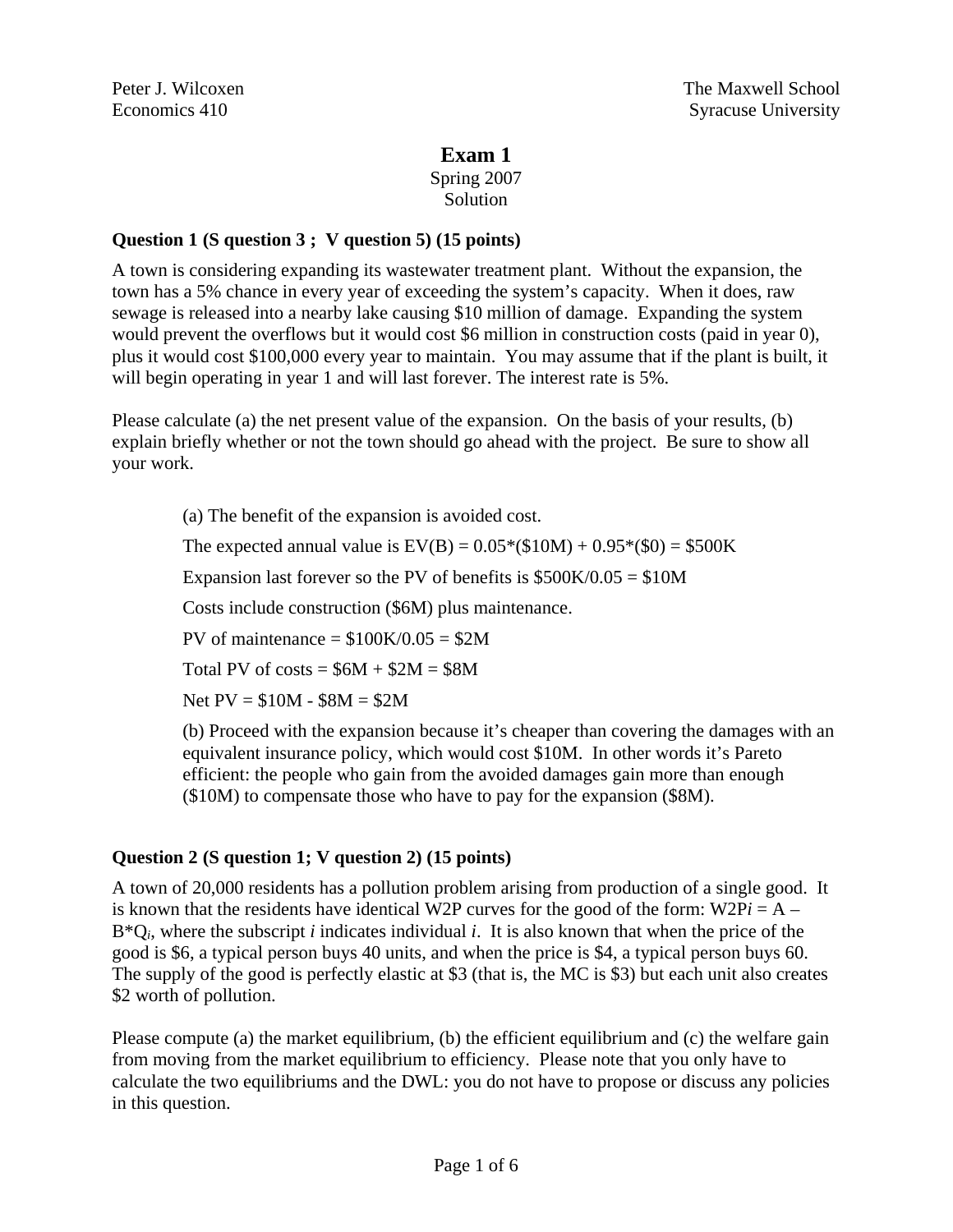Peter J. Wilcoxen
Economics 410

The Maxwell School
Syracuse University

# Exam 1

Spring 2007
Solution

### Question 1 (S question 3 ; V question 5) (15 points)

A town is considering expanding its wastewater treatment plant. Without the expansion, the town has a 5% chance in every year of exceeding the system's capacity. When it does, raw sewage is released into a nearby lake causing $10 million of damage. Expanding the system would prevent the overflows but it would cost $6 million in construction costs (paid in year 0), plus it would cost $100,000 every year to maintain. You may assume that if the plant is built, it will begin operating in year 1 and will last forever. The interest rate is 5%.

Please calculate (a) the net present value of the expansion. On the basis of your results, (b) explain briefly whether or not the town should go ahead with the project. Be sure to show all your work.

> (a) The benefit of the expansion is avoided cost.
>
> The expected annual value is EV(B) = 0.05*($10M) + 0.95*($0) = $500K
>
> Expansion last forever so the PV of benefits is $500K/0.05 = $10M
>
> Costs include construction ($6M) plus maintenance.
>
> PV of maintenance = $100K/0.05 = $2M
>
> Total PV of costs = $6M + $2M = $8M
>
> Net PV = $10M - $8M = $2M
>
> (b) Proceed with the expansion because it's cheaper than covering the damages with an equivalent insurance policy, which would cost $10M. In other words it's Pareto efficient: the people who gain from the avoided damages gain more than enough ($10M) to compensate those who have to pay for the expansion ($8M).

### Question 2 (S question 1; V question 2) (15 points)

A town of 20,000 residents has a pollution problem arising from production of a single good. It is known that the residents have identical W2P curves for the good of the form: $W2P_i = A - B*Q_i$, where the subscript $i$ indicates individual $i$. It is also known that when the price of the good is $6, a typical person buys 40 units, and when the price is $4, a typical person buys 60. The supply of the good is perfectly elastic at $3 (that is, the MC is $3) but each unit also creates $2 worth of pollution.

Please compute (a) the market equilibrium, (b) the efficient equilibrium and (c) the welfare gain from moving from the market equilibrium to efficiency. Please note that you only have to calculate the two equilibriums and the DWL: you do not have to propose or discuss any policies in this question.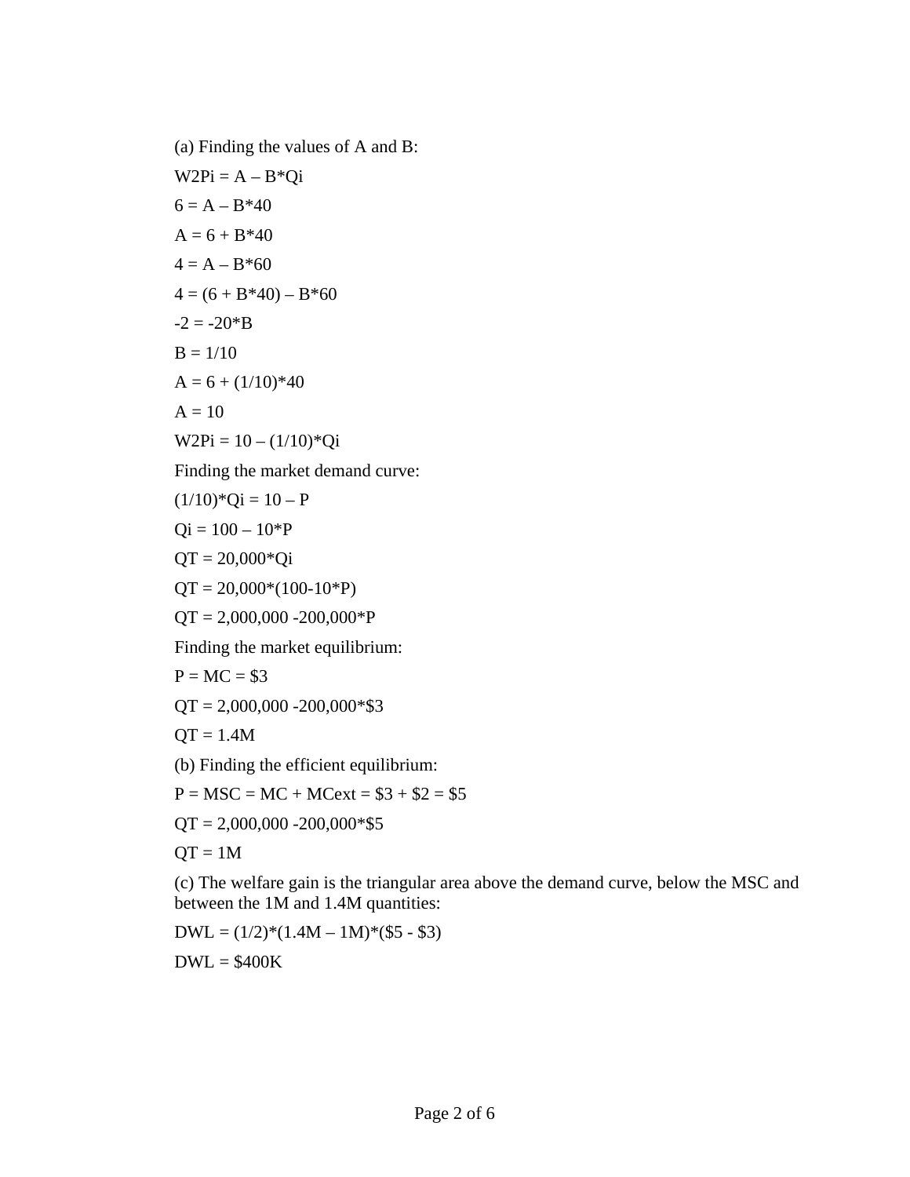(a) Finding the values of A and B:

$W2P_i = A - B*Q_i$

$6 = A - B*40$

$A = 6 + B*40$

$4 = A - B*60$

$4 = (6 + B*40) - B*60$

$-2 = -20*B$

$B = 1/10$

$A = 6 + (1/10)*40$

$A = 10$

$W2P_i = 10 - (1/10)*Q_i$

Finding the market demand curve:

$(1/10)*Q_i = 10 - P$

$Q_i = 100 - 10*P$

$Q_T = 20{,}000*Q_i$

$Q_T = 20{,}000*(100-10*P)$

$Q_T = 2{,}000{,}000 - 200{,}000*P$

Finding the market equilibrium:

$P = MC = \$3$

$Q_T = 2{,}000{,}000 - 200{,}000*\$3$

$Q_T = 1.4M$

(b) Finding the efficient equilibrium:

$P = MSC = MC + MC_{ext} = \$3 + \$2 = \$5$

$Q_T = 2{,}000{,}000 - 200{,}000*\$5$

$Q_T = 1M$

(c) The welfare gain is the triangular area above the demand curve, below the MSC and between the 1M and 1.4M quantities:

$DWL = (1/2)*(1.4M - 1M)*(\$5 - \$3)$

$DWL = \$400K$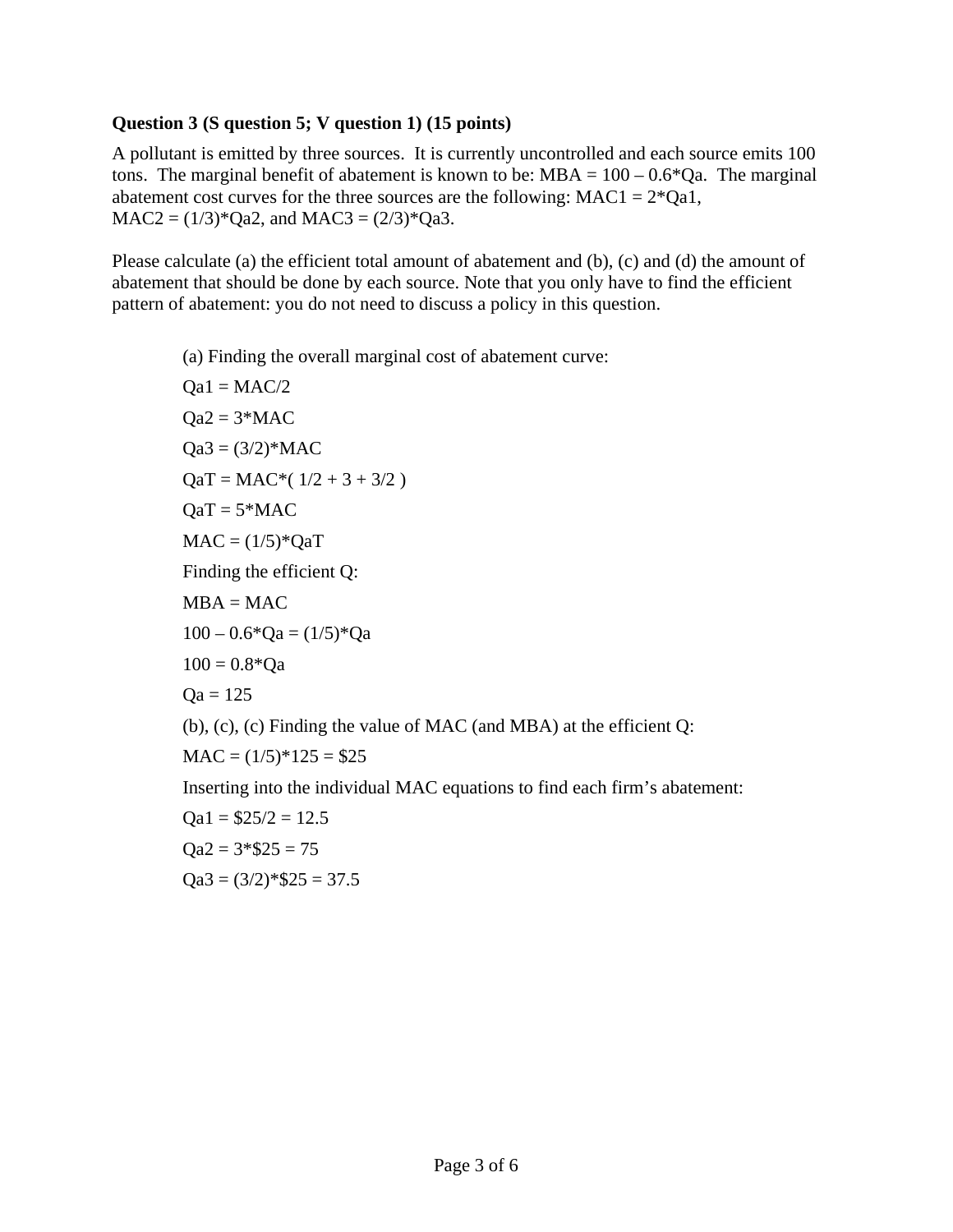**Question 3 (S question 5; V question 1) (15 points)**

A pollutant is emitted by three sources. It is currently uncontrolled and each source emits 100 tons. The marginal benefit of abatement is known to be: $MBA = 100 - 0.6*Qa$. The marginal abatement cost curves for the three sources are the following: $MAC1 = 2*Qa1$, $MAC2 = (1/3)*Qa2$, and $MAC3 = (2/3)*Qa3$.

Please calculate (a) the efficient total amount of abatement and (b), (c) and (d) the amount of abatement that should be done by each source. Note that you only have to find the efficient pattern of abatement: you do not need to discuss a policy in this question.

(a) Finding the overall marginal cost of abatement curve:

$Qa1 = MAC/2$

$Qa2 = 3*MAC$

$Qa3 = (3/2)*MAC$

$QaT = MAC*( 1/2 + 3 + 3/2 )$

$QaT = 5*MAC$

$MAC = (1/5)*QaT$

Finding the efficient Q:

$MBA = MAC$

$100 - 0.6*Qa = (1/5)*Qa$

$100 = 0.8*Qa$

$Qa = 125$

(b), (c), (c) Finding the value of MAC (and MBA) at the efficient Q:

$MAC = (1/5)*125 = \$25$

Inserting into the individual MAC equations to find each firm's abatement:

$Qa1 = \$25/2 = 12.5$

$Qa2 = 3*\$25 = 75$

$Qa3 = (3/2)*\$25 = 37.5$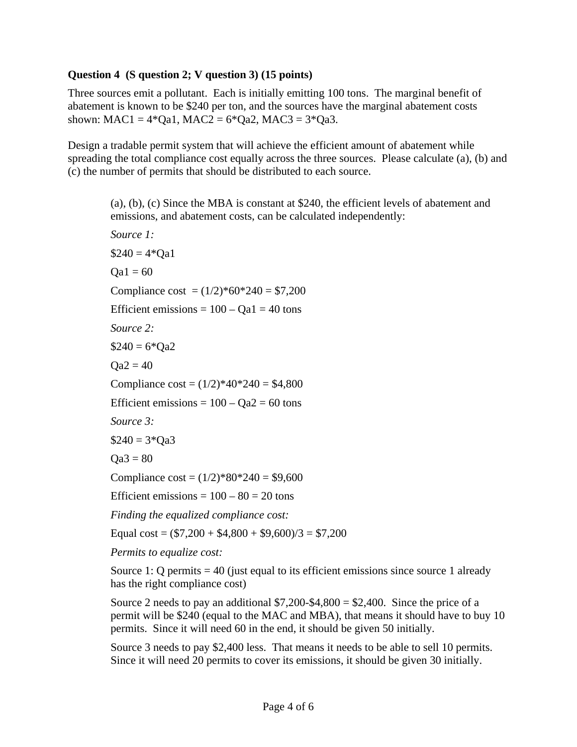**Question 4 (S question 2; V question 3) (15 points)**

Three sources emit a pollutant. Each is initially emitting 100 tons. The marginal benefit of abatement is known to be \$240 per ton, and the sources have the marginal abatement costs shown: $MAC1 = 4*Qa1$, $MAC2 = 6*Qa2$, $MAC3 = 3*Qa3$.

Design a tradable permit system that will achieve the efficient amount of abatement while spreading the total compliance cost equally across the three sources. Please calculate (a), (b) and (c) the number of permits that should be distributed to each source.

> (a), (b), (c) Since the MBA is constant at \$240, the efficient levels of abatement and emissions, and abatement costs, can be calculated independently:
>
> *Source 1:*
>
> $\$240 = 4*Qa1$
>
> $Qa1 = 60$
>
> Compliance cost $= (1/2)*60*240 = \$7,200$
>
> Efficient emissions $= 100 – Qa1 = 40$ tons
>
> *Source 2:*
>
> $\$240 = 6*Qa2$
>
> $Qa2 = 40$
>
> Compliance cost $= (1/2)*40*240 = \$4,800$
>
> Efficient emissions $= 100 – Qa2 = 60$ tons
>
> *Source 3:*
>
> $\$240 = 3*Qa3$
>
> $Qa3 = 80$
>
> Compliance cost $= (1/2)*80*240 = \$9,600$
>
> Efficient emissions $= 100 – 80 = 20$ tons
>
> *Finding the equalized compliance cost:*
>
> Equal cost $= (\$7,200 + \$4,800 + \$9,600)/3 = \$7,200$
>
> *Permits to equalize cost:*
>
> Source 1: Q permits = 40 (just equal to its efficient emissions since source 1 already has the right compliance cost)
>
> Source 2 needs to pay an additional \$7,200-\$4,800 = \$2,400. Since the price of a permit will be \$240 (equal to the MAC and MBA), that means it should have to buy 10 permits. Since it will need 60 in the end, it should be given 50 initially.
>
> Source 3 needs to pay \$2,400 less. That means it needs to be able to sell 10 permits. Since it will need 20 permits to cover its emissions, it should be given 30 initially.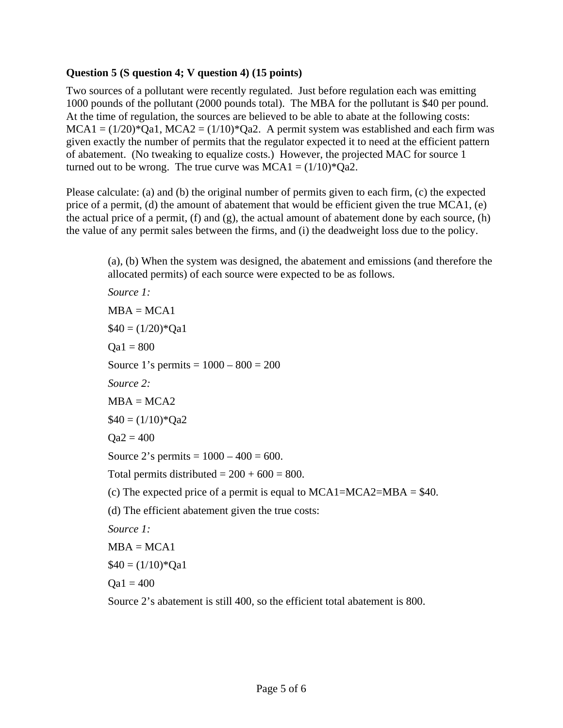**Question 5 (S question 4; V question 4) (15 points)**

Two sources of a pollutant were recently regulated. Just before regulation each was emitting 1000 pounds of the pollutant (2000 pounds total). The MBA for the pollutant is $40 per pound. At the time of regulation, the sources are believed to be able to abate at the following costs: $MCA1 = (1/20)*Qa1$, $MCA2 = (1/10)*Qa2$. A permit system was established and each firm was given exactly the number of permits that the regulator expected it to need at the efficient pattern of abatement. (No tweaking to equalize costs.) However, the projected MAC for source 1 turned out to be wrong. The true curve was $MCA1 = (1/10)*Qa2$.

Please calculate: (a) and (b) the original number of permits given to each firm, (c) the expected price of a permit, (d) the amount of abatement that would be efficient given the true MCA1, (e) the actual price of a permit, (f) and (g), the actual amount of abatement done by each source, (h) the value of any permit sales between the firms, and (i) the deadweight loss due to the policy.

> (a), (b) When the system was designed, the abatement and emissions (and therefore the allocated permits) of each source were expected to be as follows.
>
> *Source 1:*
>
> MBA = MCA1
>
> $\$40 = (1/20)*Qa1$
>
> $Qa1 = 800$
>
> Source 1's permits = 1000 – 800 = 200
>
> *Source 2:*
>
> MBA = MCA2
>
> $\$40 = (1/10)*Qa2$
>
> $Qa2 = 400$
>
> Source 2's permits = 1000 – 400 = 600.
>
> Total permits distributed = 200 + 600 = 800.
>
> (c) The expected price of a permit is equal to MCA1=MCA2=MBA = $40.
>
> (d) The efficient abatement given the true costs:
>
> *Source 1:*
>
> MBA = MCA1
>
> $\$40 = (1/10)*Qa1$
>
> $Qa1 = 400$
>
> Source 2's abatement is still 400, so the efficient total abatement is 800.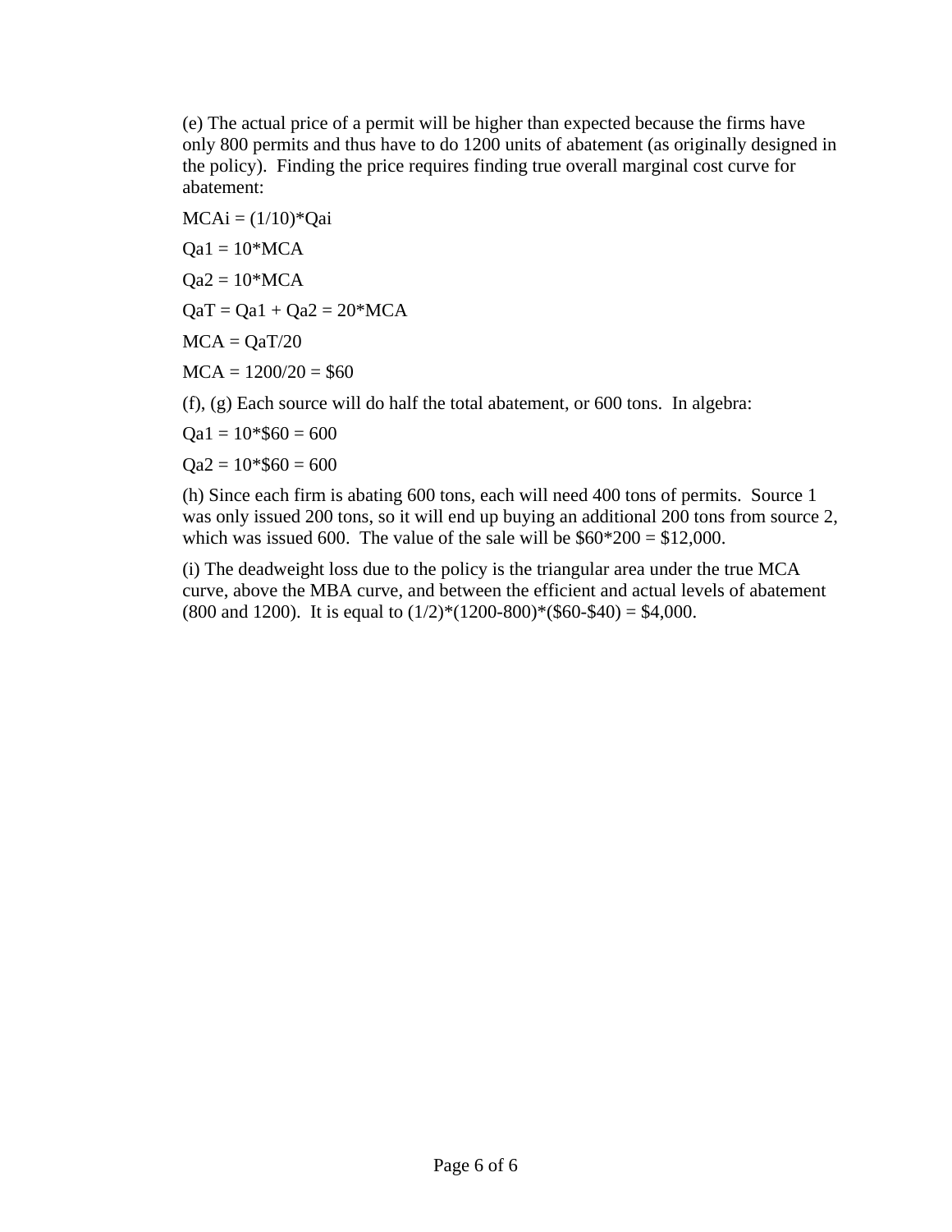(e) The actual price of a permit will be higher than expected because the firms have only 800 permits and thus have to do 1200 units of abatement (as originally designed in the policy). Finding the price requires finding true overall marginal cost curve for abatement:

$MCA_i = (1/10)*Q_{ai}$

$Q_{a1} = 10*MCA$

$Q_{a2} = 10*MCA$

$Q_{aT} = Q_{a1} + Q_{a2} = 20*MCA$

$MCA = Q_{aT}/20$

$MCA = 1200/20 = \$60$

(f), (g) Each source will do half the total abatement, or 600 tons. In algebra:

$Q_{a1} = 10*\$60 = 600$

$Q_{a2} = 10*\$60 = 600$

(h) Since each firm is abating 600 tons, each will need 400 tons of permits. Source 1 was only issued 200 tons, so it will end up buying an additional 200 tons from source 2, which was issued 600. The value of the sale will be $\$60*200 = \$12{,}000$.

(i) The deadweight loss due to the policy is the triangular area under the true MCA curve, above the MBA curve, and between the efficient and actual levels of abatement (800 and 1200). It is equal to $(1/2)*(1200-800)*(\$60-\$40) = \$4{,}000$.